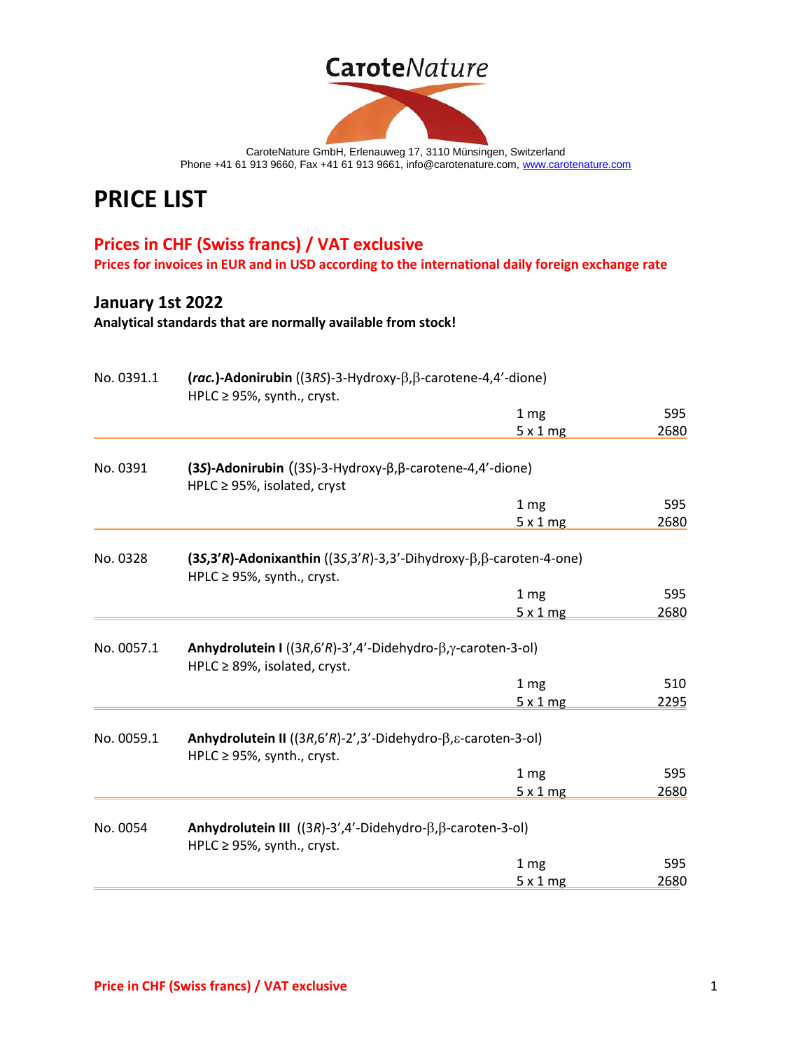CaroteNature

CaroteNature GmbH, Erlenauweg 17, 3110 Münsingen, Switzerland
Phone +41 61 913 9660, Fax +41 61 913 9661, info@carotenature.com, www.carotenature.com

# PRICE LIST

## Prices in CHF (Swiss francs) / VAT exclusive

**Prices for invoices in EUR and in USD according to the international daily foreign exchange rate**

## January 1st 2022

**Analytical standards that are normally available from stock!**

| | | | |
|---|---|---|---|
| No. 0391.1 | **(*rac.*)-Adonirubin** ((3*RS*)-3-Hydroxy-β,β-carotene-4,4'-dione)<br>HPLC ≥ 95%, synth., cryst. | | |
| | | 1 mg | 595 |
| | | 5 x 1 mg | 2680 |
| No. 0391 | **(3*S*)-Adonirubin** ((3S)-3-Hydroxy-β,β-carotene-4,4'-dione)<br>HPLC ≥ 95%, isolated, cryst | | |
| | | 1 mg | 595 |
| | | 5 x 1 mg | 2680 |
| No. 0328 | **(3*S*,3'*R*)-Adonixanthin** ((3*S*,3'*R*)-3,3'-Dihydroxy-β,β-caroten-4-one)<br>HPLC ≥ 95%, synth., cryst. | | |
| | | 1 mg | 595 |
| | | 5 x 1 mg | 2680 |
| No. 0057.1 | **Anhydrolutein I** ((3*R*,6'*R*)-3',4'-Didehydro-β,γ-caroten-3-ol)<br>HPLC ≥ 89%, isolated, cryst. | | |
| | | 1 mg | 510 |
| | | 5 x 1 mg | 2295 |
| No. 0059.1 | **Anhydrolutein II** ((3*R*,6'*R*)-2',3'-Didehydro-β,ε-caroten-3-ol)<br>HPLC ≥ 95%, synth., cryst. | | |
| | | 1 mg | 595 |
| | | 5 x 1 mg | 2680 |
| No. 0054 | **Anhydrolutein III** ((3*R*)-3',4'-Didehydro-β,β-caroten-3-ol)<br>HPLC ≥ 95%, synth., cryst. | | |
| | | 1 mg | 595 |
| | | 5 x 1 mg | 2680 |

**Price in CHF (Swiss francs) / VAT exclusive**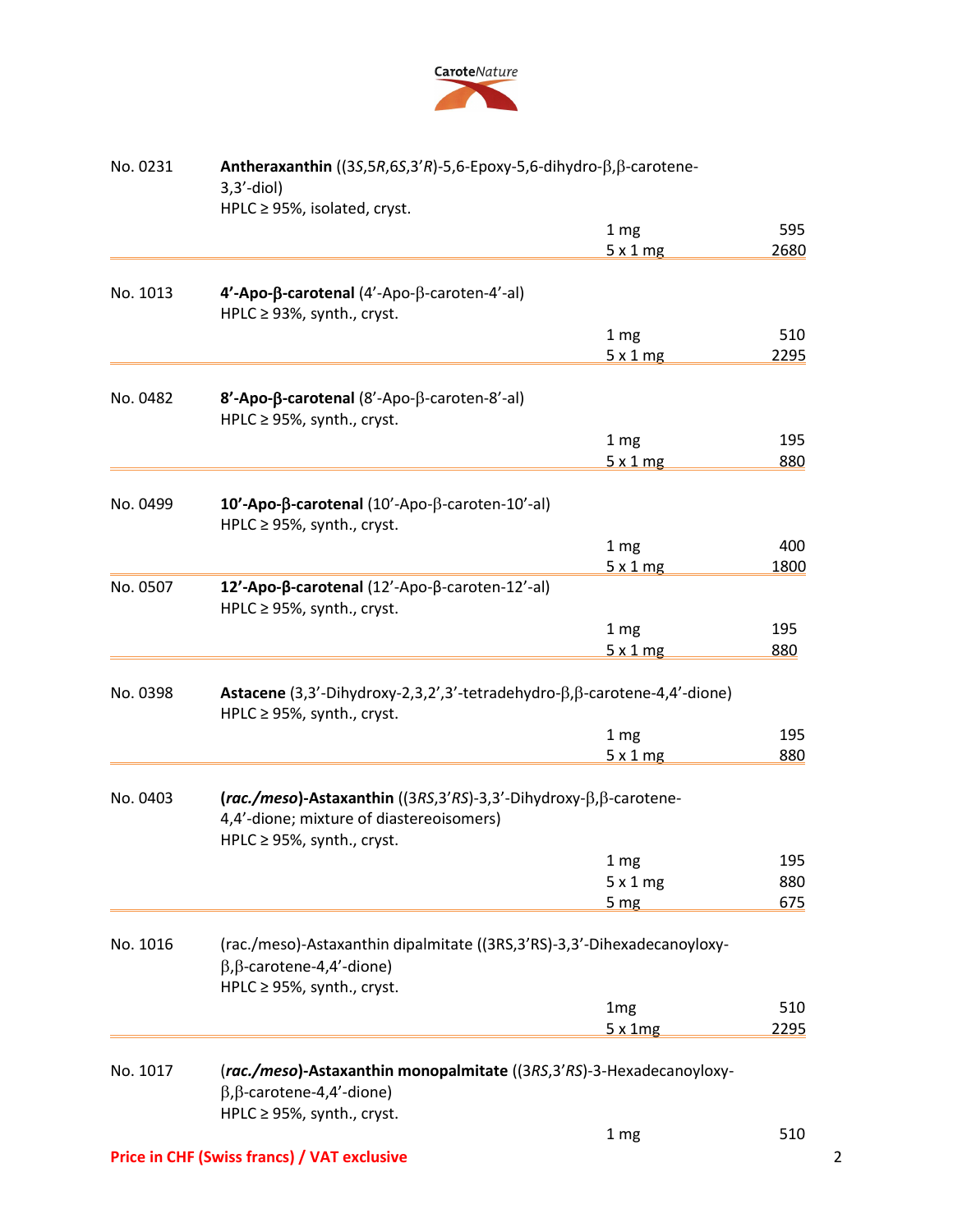CaroteNature

No. 0231 **Antheraxanthin** ((3*S*,5*R*,6*S*,3'*R*)-5,6-Epoxy-5,6-dihydro-β,β-carotene-3,3'-diol)
HPLC ≥ 95%, isolated, cryst.

| | |
|---|---|
| 1 mg | 595 |
| 5 x 1 mg | 2680 |

No. 1013 **4'-Apo-β-carotenal** (4'-Apo-β-caroten-4'-al)
HPLC ≥ 93%, synth., cryst.

| | |
|---|---|
| 1 mg | 510 |
| 5 x 1 mg | 2295 |

No. 0482 **8'-Apo-β-carotenal** (8'-Apo-β-caroten-8'-al)
HPLC ≥ 95%, synth., cryst.

| | |
|---|---|
| 1 mg | 195 |
| 5 x 1 mg | 880 |

No. 0499 **10'-Apo-β-carotenal** (10'-Apo-β-caroten-10'-al)
HPLC ≥ 95%, synth., cryst.

| | |
|---|---|
| 1 mg | 400 |
| 5 x 1 mg | 1800 |

No. 0507 **12'-Apo-β-carotenal** (12'-Apo-β-caroten-12'-al)
HPLC ≥ 95%, synth., cryst.

| | |
|---|---|
| 1 mg | 195 |
| 5 x 1 mg | 880 |

No. 0398 **Astacene** (3,3'-Dihydroxy-2,3,2',3'-tetradehydro-β,β-carotene-4,4'-dione)
HPLC ≥ 95%, synth., cryst.

| | |
|---|---|
| 1 mg | 195 |
| 5 x 1 mg | 880 |

No. 0403 **(*rac./meso*)-Astaxanthin** ((3*RS*,3'*RS*)-3,3'-Dihydroxy-β,β-carotene-4,4'-dione; mixture of diastereoisomers)
HPLC ≥ 95%, synth., cryst.

| | |
|---|---|
| 1 mg | 195 |
| 5 x 1 mg | 880 |
| 5 mg | 675 |

No. 1016 (rac./meso)-Astaxanthin dipalmitate ((3RS,3'RS)-3,3'-Dihexadecanoyloxy-β,β-carotene-4,4'-dione)
HPLC ≥ 95%, synth., cryst.

| | |
|---|---|
| 1mg | 510 |
| 5 x 1mg | 2295 |

No. 1017 (***rac./meso***)**-Astaxanthin monopalmitate** ((3*RS*,3'*RS*)-3-Hexadecanoyloxy-β,β-carotene-4,4'-dione)
HPLC ≥ 95%, synth., cryst.

| | |
|---|---|
| 1 mg | 510 |

**Price in CHF (Swiss francs) / VAT exclusive**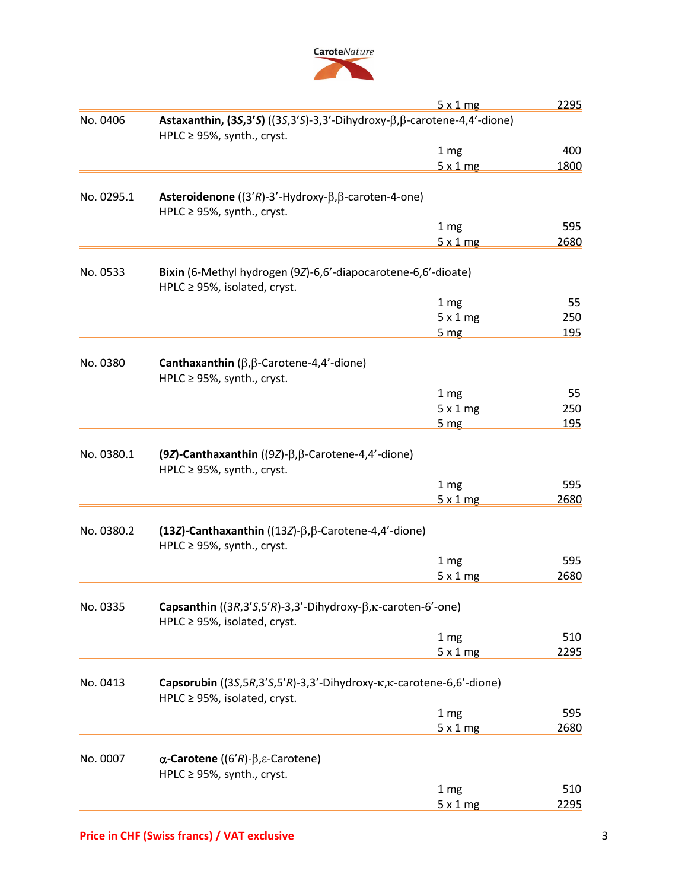| | | | |
|---|---|---|---|
| | | 5 x 1 mg | 2295 |
| No. 0406 | **Astaxanthin, (3*S*,3'*S*)** ((3*S*,3'*S*)-3,3'-Dihydroxy-β,β-carotene-4,4'-dione) HPLC ≥ 95%, synth., cryst. | | |
| | | 1 mg | 400 |
| | | 5 x 1 mg | 1800 |
| No. 0295.1 | **Asteroidenone** ((3'*R*)-3'-Hydroxy-β,β-caroten-4-one) HPLC ≥ 95%, synth., cryst. | | |
| | | 1 mg | 595 |
| | | 5 x 1 mg | 2680 |
| No. 0533 | **Bixin** (6-Methyl hydrogen (9*Z*)-6,6'-diapocarotene-6,6'-dioate) HPLC ≥ 95%, isolated, cryst. | | |
| | | 1 mg | 55 |
| | | 5 x 1 mg | 250 |
| | | 5 mg | 195 |
| No. 0380 | **Canthaxanthin** (β,β-Carotene-4,4'-dione) HPLC ≥ 95%, synth., cryst. | | |
| | | 1 mg | 55 |
| | | 5 x 1 mg | 250 |
| | | 5 mg | 195 |
| No. 0380.1 | **(9*Z*)-Canthaxanthin** ((9*Z*)-β,β-Carotene-4,4'-dione) HPLC ≥ 95%, synth., cryst. | | |
| | | 1 mg | 595 |
| | | 5 x 1 mg | 2680 |
| No. 0380.2 | **(13*Z*)-Canthaxanthin** ((13*Z*)-β,β-Carotene-4,4'-dione) HPLC ≥ 95%, synth., cryst. | | |
| | | 1 mg | 595 |
| | | 5 x 1 mg | 2680 |
| No. 0335 | **Capsanthin** ((3*R*,3'*S*,5'*R*)-3,3'-Dihydroxy-β,κ-caroten-6'-one) HPLC ≥ 95%, isolated, cryst. | | |
| | | 1 mg | 510 |
| | | 5 x 1 mg | 2295 |
| No. 0413 | **Capsorubin** ((3*S*,5*R*,3'*S*,5'*R*)-3,3'-Dihydroxy-κ,κ-carotene-6,6'-dione) HPLC ≥ 95%, isolated, cryst. | | |
| | | 1 mg | 595 |
| | | 5 x 1 mg | 2680 |
| No. 0007 | **α-Carotene** ((6'*R*)-β,ε-Carotene) HPLC ≥ 95%, synth., cryst. | | |
| | | 1 mg | 510 |
| | | 5 x 1 mg | 2295 |

**Price in CHF (Swiss francs) / VAT exclusive**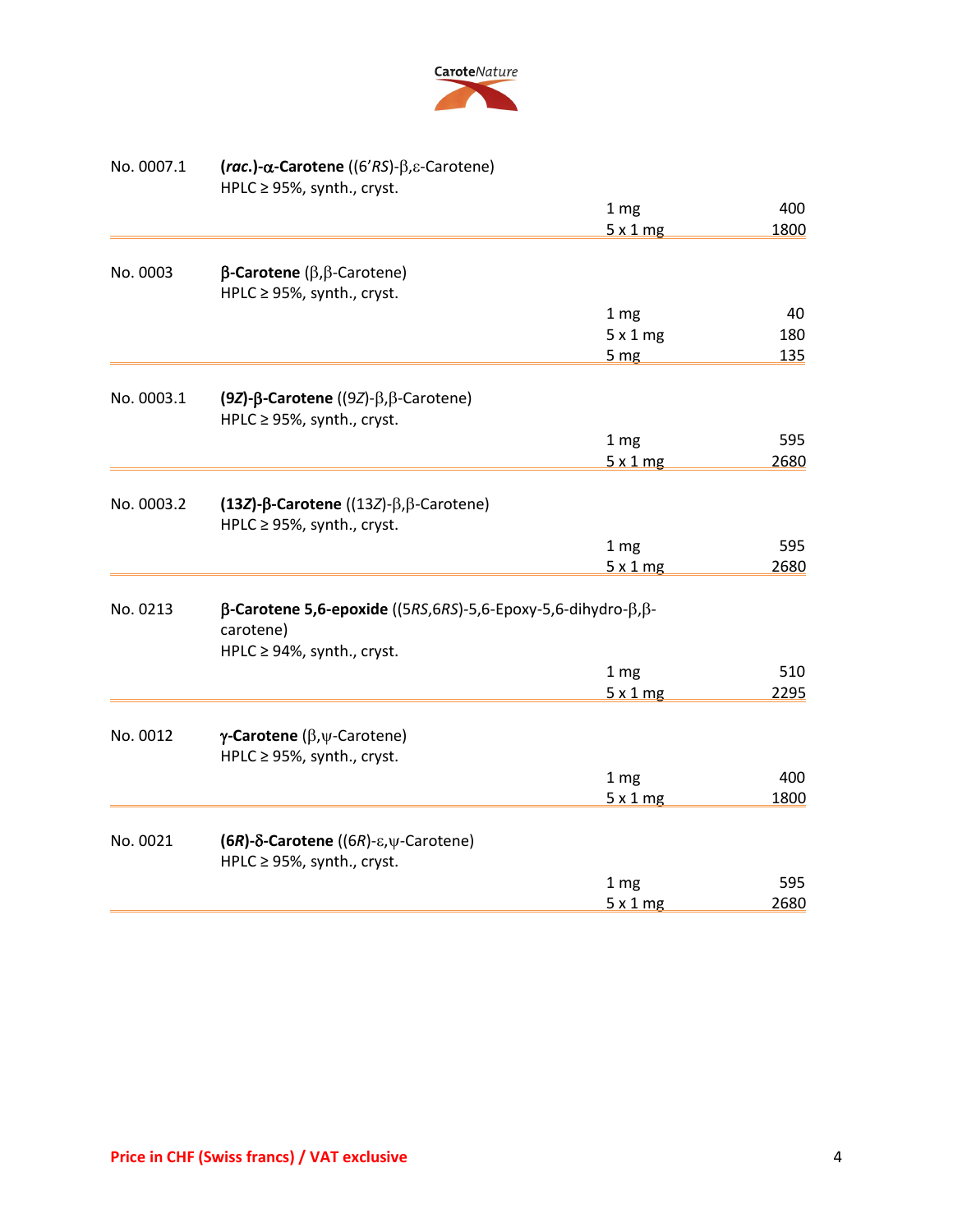| | | | |
|---|---|---|---|
| No. 0007.1 | **(*rac.*)-α-Carotene** ((6'*RS*)-β,ε-Carotene)<br>HPLC ≥ 95%, synth., cryst. | | |
| | | 1 mg | 400 |
| | | 5 x 1 mg | 1800 |
| No. 0003 | **β-Carotene** (β,β-Carotene)<br>HPLC ≥ 95%, synth., cryst. | | |
| | | 1 mg | 40 |
| | | 5 x 1 mg | 180 |
| | | 5 mg | 135 |
| No. 0003.1 | **(9*Z*)-β-Carotene** ((9*Z*)-β,β-Carotene)<br>HPLC ≥ 95%, synth., cryst. | | |
| | | 1 mg | 595 |
| | | 5 x 1 mg | 2680 |
| No. 0003.2 | **(13*Z*)-β-Carotene** ((13*Z*)-β,β-Carotene)<br>HPLC ≥ 95%, synth., cryst. | | |
| | | 1 mg | 595 |
| | | 5 x 1 mg | 2680 |
| No. 0213 | **β-Carotene 5,6-epoxide** ((5*RS*,6*RS*)-5,6-Epoxy-5,6-dihydro-β,β-carotene)<br>HPLC ≥ 94%, synth., cryst. | | |
| | | 1 mg | 510 |
| | | 5 x 1 mg | 2295 |
| No. 0012 | **γ-Carotene** (β,ψ-Carotene)<br>HPLC ≥ 95%, synth., cryst. | | |
| | | 1 mg | 400 |
| | | 5 x 1 mg | 1800 |
| No. 0021 | **(6*R*)-δ-Carotene** ((6*R*)-ε,ψ-Carotene)<br>HPLC ≥ 95%, synth., cryst. | | |
| | | 1 mg | 595 |
| | | 5 x 1 mg | 2680 |

**Price in CHF (Swiss francs) / VAT exclusive**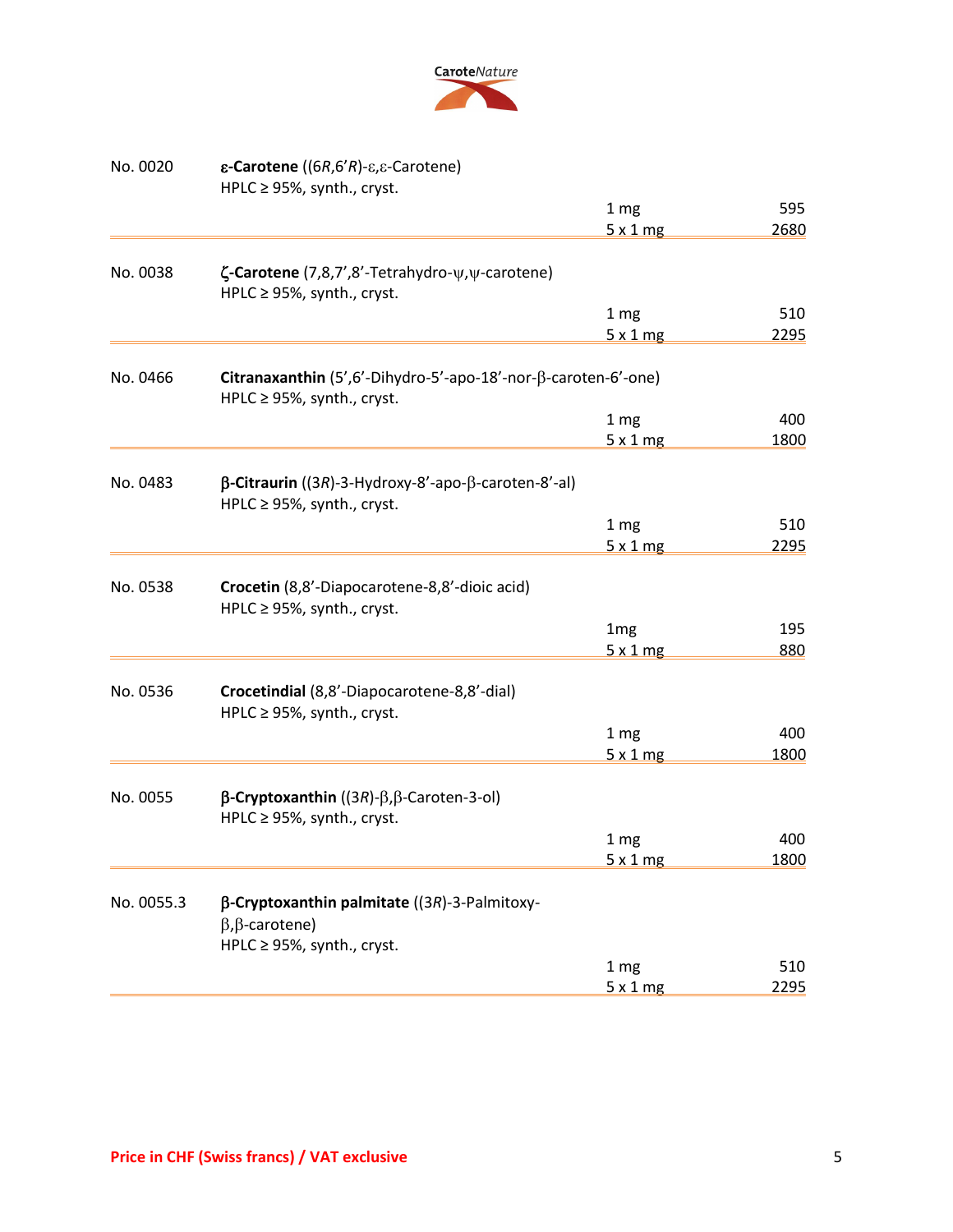CaroteNature

No. 0020 **ε-Carotene** ((6*R*,6'*R*)-ε,ε-Carotene)
HPLC ≥ 95%, synth., cryst.

| | |
|---|---|
| 1 mg | 595 |
| 5 x 1 mg | 2680 |

No. 0038 **ζ-Carotene** (7,8,7',8'-Tetrahydro-ψ,ψ-carotene)
HPLC ≥ 95%, synth., cryst.

| | |
|---|---|
| 1 mg | 510 |
| 5 x 1 mg | 2295 |

No. 0466 **Citranaxanthin** (5',6'-Dihydro-5'-apo-18'-nor-β-caroten-6'-one)
HPLC ≥ 95%, synth., cryst.

| | |
|---|---|
| 1 mg | 400 |
| 5 x 1 mg | 1800 |

No. 0483 **β-Citraurin** ((3*R*)-3-Hydroxy-8'-apo-β-caroten-8'-al)
HPLC ≥ 95%, synth., cryst.

| | |
|---|---|
| 1 mg | 510 |
| 5 x 1 mg | 2295 |

No. 0538 **Crocetin** (8,8'-Diapocarotene-8,8'-dioic acid)
HPLC ≥ 95%, synth., cryst.

| | |
|---|---|
| 1mg | 195 |
| 5 x 1 mg | 880 |

No. 0536 **Crocetindial** (8,8'-Diapocarotene-8,8'-dial)
HPLC ≥ 95%, synth., cryst.

| | |
|---|---|
| 1 mg | 400 |
| 5 x 1 mg | 1800 |

No. 0055 **β-Cryptoxanthin** ((3*R*)-β,β-Caroten-3-ol)
HPLC ≥ 95%, synth., cryst.

| | |
|---|---|
| 1 mg | 400 |
| 5 x 1 mg | 1800 |

No. 0055.3 **β-Cryptoxanthin palmitate** ((3*R*)-3-Palmitoxy-β,β-carotene)
HPLC ≥ 95%, synth., cryst.

| | |
|---|---|
| 1 mg | 510 |
| 5 x 1 mg | 2295 |

**Price in CHF (Swiss francs) / VAT exclusive**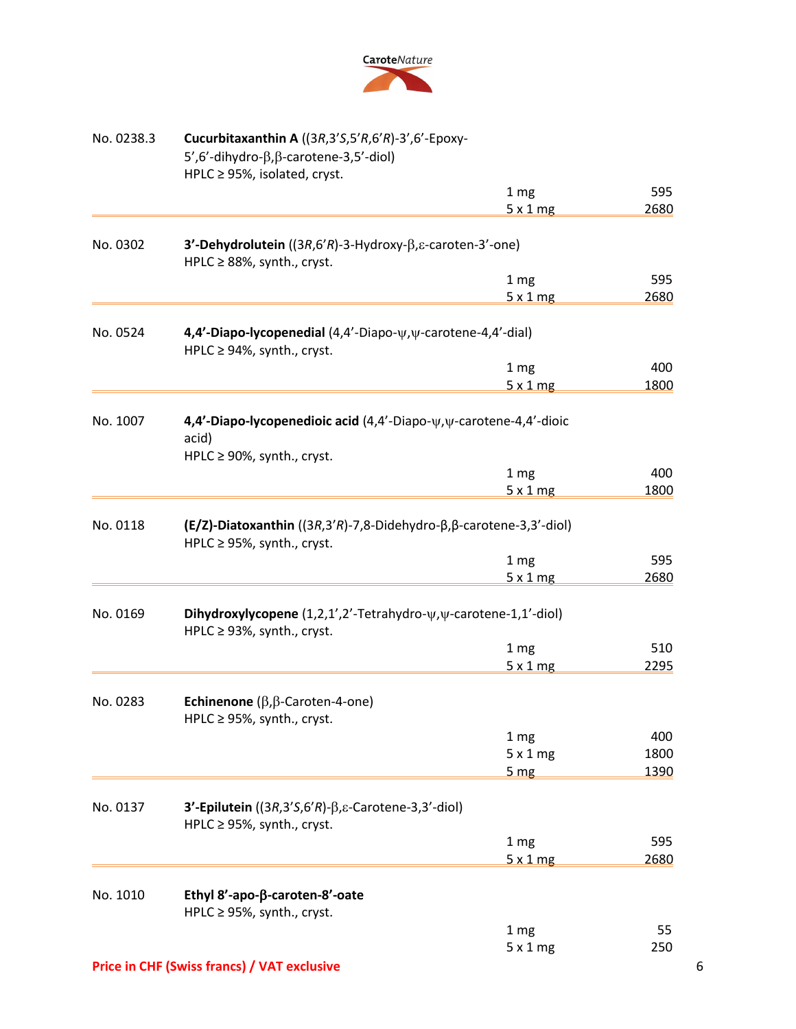**No. 0238.3** — **Cucurbitaxanthin A** ((3*R*,3'*S*,5'*R*,6'*R*)-3',6'-Epoxy-5',6'-dihydro-β,β-carotene-3,5'-diol)
HPLC ≥ 95%, isolated, cryst.

| | |
|---|---|
| 1 mg | 595 |
| 5 x 1 mg | 2680 |

---

**No. 0302** — **3'-Dehydrolutein** ((3*R*,6'*R*)-3-Hydroxy-β,ε-caroten-3'-one)
HPLC ≥ 88%, synth., cryst.

| | |
|---|---|
| 1 mg | 595 |
| 5 x 1 mg | 2680 |

---

**No. 0524** — **4,4'-Diapo-lycopenedial** (4,4'-Diapo-ψ,ψ-carotene-4,4'-dial)
HPLC ≥ 94%, synth., cryst.

| | |
|---|---|
| 1 mg | 400 |
| 5 x 1 mg | 1800 |

---

**No. 1007** — **4,4'-Diapo-lycopenedioic acid** (4,4'-Diapo-ψ,ψ-carotene-4,4'-dioic acid)
HPLC ≥ 90%, synth., cryst.

| | |
|---|---|
| 1 mg | 400 |
| 5 x 1 mg | 1800 |

---

**No. 0118** — **(E/Z)-Diatoxanthin** ((3*R*,3'*R*)-7,8-Didehydro-β,β-carotene-3,3'-diol)
HPLC ≥ 95%, synth., cryst.

| | |
|---|---|
| 1 mg | 595 |
| 5 x 1 mg | 2680 |

---

**No. 0169** — **Dihydroxylycopene** (1,2,1',2'-Tetrahydro-ψ,ψ-carotene-1,1'-diol)
HPLC ≥ 93%, synth., cryst.

| | |
|---|---|
| 1 mg | 510 |
| 5 x 1 mg | 2295 |

---

**No. 0283** — **Echinenone** (β,β-Caroten-4-one)
HPLC ≥ 95%, synth., cryst.

| | |
|---|---|
| 1 mg | 400 |
| 5 x 1 mg | 1800 |
| 5 mg | 1390 |

---

**No. 0137** — **3'-Epilutein** ((3*R*,3'*S*,6'*R*)-β,ε-Carotene-3,3'-diol)
HPLC ≥ 95%, synth., cryst.

| | |
|---|---|
| 1 mg | 595 |
| 5 x 1 mg | 2680 |

---

**No. 1010** — **Ethyl 8'-apo-β-caroten-8'-oate**
HPLC ≥ 95%, synth., cryst.

| | |
|---|---|
| 1 mg | 55 |
| 5 x 1 mg | 250 |

**Price in CHF (Swiss francs) / VAT exclusive**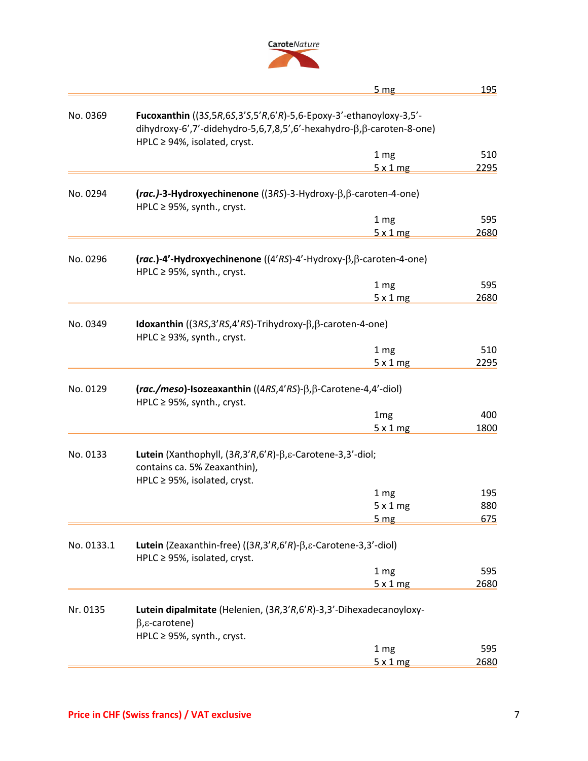| | | | |
|---|---|---|---|
| | | 5 mg | 195 |
| No. 0369 | **Fucoxanthin** ((3*S*,5*R*,6*S*,3'*S*,5'*R*,6'*R*)-5,6-Epoxy-3'-ethanoyloxy-3,5'-dihydroxy-6',7'-didehydro-5,6,7,8,5',6'-hexahydro-β,β-caroten-8-one) HPLC ≥ 94%, isolated, cryst. | | |
| | | 1 mg | 510 |
| | | 5 x 1 mg | 2295 |
| No. 0294 | ***(rac.)*-3-Hydroxyechinenone** ((3*RS*)-3-Hydroxy-β,β-caroten-4-one) HPLC ≥ 95%, synth., cryst. | | |
| | | 1 mg | 595 |
| | | 5 x 1 mg | 2680 |
| No. 0296 | **(*rac.*)-4'-Hydroxyechinenone** ((4'*RS*)-4'-Hydroxy-β,β-caroten-4-one) HPLC ≥ 95%, synth., cryst. | | |
| | | 1 mg | 595 |
| | | 5 x 1 mg | 2680 |
| No. 0349 | **Idoxanthin** ((3*RS*,3'*RS*,4'*RS*)-Trihydroxy-β,β-caroten-4-one) HPLC ≥ 93%, synth., cryst. | | |
| | | 1 mg | 510 |
| | | 5 x 1 mg | 2295 |
| No. 0129 | **(*rac./meso*)-Isozeaxanthin** ((4*RS*,4'*RS*)-β,β-Carotene-4,4'-diol) HPLC ≥ 95%, synth., cryst. | | |
| | | 1mg | 400 |
| | | 5 x 1 mg | 1800 |
| No. 0133 | **Lutein** (Xanthophyll, (3*R*,3'*R*,6'*R*)-β,ε-Carotene-3,3'-diol; contains ca. 5% Zeaxanthin), HPLC ≥ 95%, isolated, cryst. | | |
| | | 1 mg | 195 |
| | | 5 x 1 mg | 880 |
| | | 5 mg | 675 |
| No. 0133.1 | **Lutein** (Zeaxanthin-free) ((3*R*,3'*R*,6'*R*)-β,ε-Carotene-3,3'-diol) HPLC ≥ 95%, isolated, cryst. | | |
| | | 1 mg | 595 |
| | | 5 x 1 mg | 2680 |
| Nr. 0135 | **Lutein dipalmitate** (Helenien, (3*R*,3'*R*,6'*R*)-3,3'-Dihexadecanoyloxy-β,ε-carotene) HPLC ≥ 95%, synth., cryst. | | |
| | | 1 mg | 595 |
| | | 5 x 1 mg | 2680 |

**Price in CHF (Swiss francs) / VAT exclusive**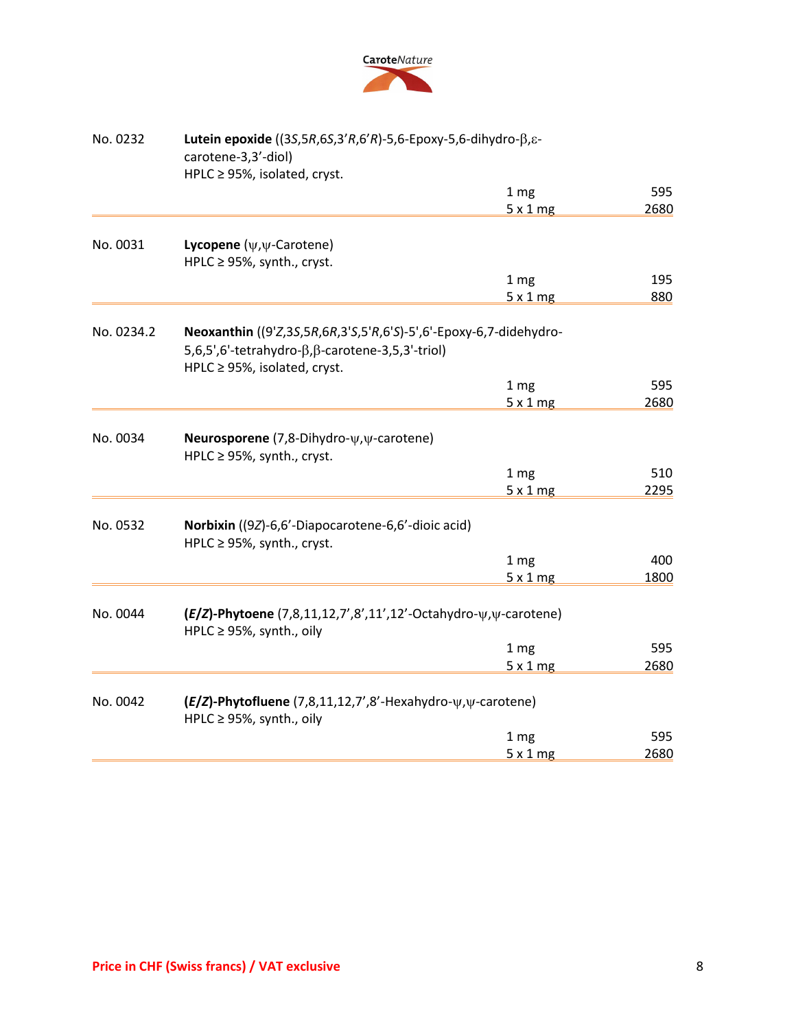No. 0232 **Lutein epoxide** ((3*S*,5*R*,6*S*,3’*R*,6’*R*)-5,6-Epoxy-5,6-dihydro-β,ε-carotene-3,3’-diol)
HPLC ≥ 95%, isolated, cryst.

| | |
|---|---|
| 1 mg | 595 |
| 5 x 1 mg | 2680 |

No. 0031 **Lycopene** (ψ,ψ-Carotene)
HPLC ≥ 95%, synth., cryst.

| | |
|---|---|
| 1 mg | 195 |
| 5 x 1 mg | 880 |

No. 0234.2 **Neoxanthin** ((9'*Z*,3*S*,5*R*,6*R*,3'*S*,5'*R*,6'*S*)-5',6'-Epoxy-6,7-didehydro-5,6,5',6'-tetrahydro-β,β-carotene-3,5,3'-triol)
HPLC ≥ 95%, isolated, cryst.

| | |
|---|---|
| 1 mg | 595 |
| 5 x 1 mg | 2680 |

No. 0034 **Neurosporene** (7,8-Dihydro-ψ,ψ-carotene)
HPLC ≥ 95%, synth., cryst.

| | |
|---|---|
| 1 mg | 510 |
| 5 x 1 mg | 2295 |

No. 0532 **Norbixin** ((9*Z*)-6,6’-Diapocarotene-6,6’-dioic acid)
HPLC ≥ 95%, synth., cryst.

| | |
|---|---|
| 1 mg | 400 |
| 5 x 1 mg | 1800 |

No. 0044 **(*E*/*Z*)-Phytoene** (7,8,11,12,7’,8’,11’,12’-Octahydro-ψ,ψ-carotene)
HPLC ≥ 95%, synth., oily

| | |
|---|---|
| 1 mg | 595 |
| 5 x 1 mg | 2680 |

No. 0042 **(*E*/*Z*)-Phytofluene** (7,8,11,12,7’,8’-Hexahydro-ψ,ψ-carotene)
HPLC ≥ 95%, synth., oily

| | |
|---|---|
| 1 mg | 595 |
| 5 x 1 mg | 2680 |

**Price in CHF (Swiss francs) / VAT exclusive**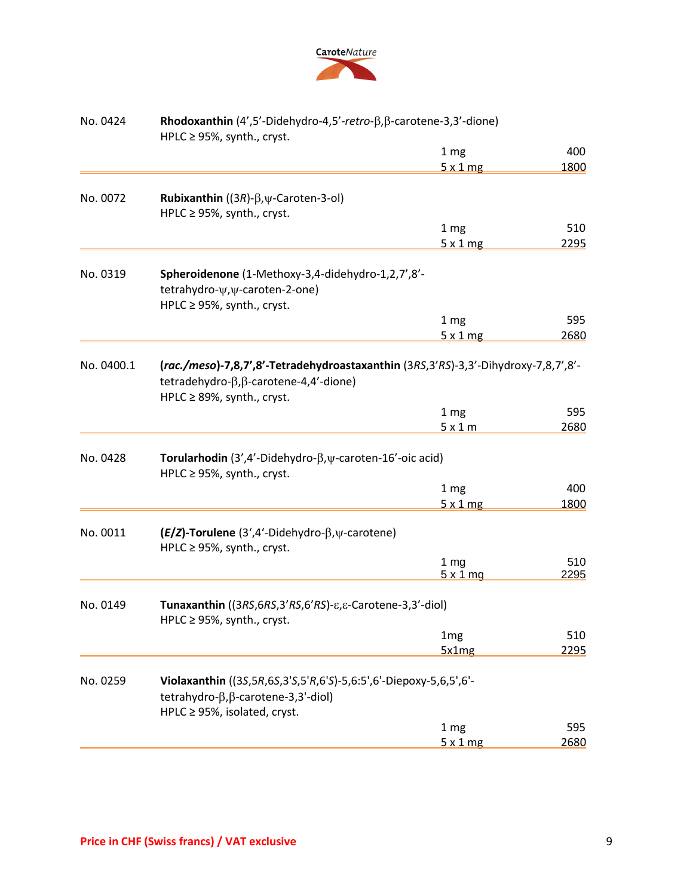No. 0424 **Rhodoxanthin** (4',5'-Didehydro-4,5'-*retro*-β,β-carotene-3,3'-dione)
HPLC ≥ 95%, synth., cryst.

| | |
|---|---|
| 1 mg | 400 |
| 5 x 1 mg | 1800 |

No. 0072 **Rubixanthin** ((3*R*)-β,ψ-Caroten-3-ol)
HPLC ≥ 95%, synth., cryst.

| | |
|---|---|
| 1 mg | 510 |
| 5 x 1 mg | 2295 |

No. 0319 **Spheroidenone** (1-Methoxy-3,4-didehydro-1,2,7',8'-tetrahydro-ψ,ψ-caroten-2-one)
HPLC ≥ 95%, synth., cryst.

| | |
|---|---|
| 1 mg | 595 |
| 5 x 1 mg | 2680 |

No. 0400.1 **(*rac./meso*)-7,8,7',8'-Tetradehydroastaxanthin** (3*RS*,3'*RS*)-3,3'-Dihydroxy-7,8,7',8'-tetradehydro-β,β-carotene-4,4'-dione)
HPLC ≥ 89%, synth., cryst.

| | |
|---|---|
| 1 mg | 595 |
| 5 x 1 m | 2680 |

No. 0428 **Torularhodin** (3',4'-Didehydro-β,ψ-caroten-16'-oic acid)
HPLC ≥ 95%, synth., cryst.

| | |
|---|---|
| 1 mg | 400 |
| 5 x 1 mg | 1800 |

No. 0011 **(*E/Z*)-Torulene** (3',4'-Didehydro-β,ψ-carotene)
HPLC ≥ 95%, synth., cryst.

| | |
|---|---|
| 1 mg | 510 |
| 5 x 1 mg | 2295 |

No. 0149 **Tunaxanthin** ((3*RS*,6*RS*,3'*RS*,6'*RS*)-ε,ε-Carotene-3,3'-diol)
HPLC ≥ 95%, synth., cryst.

| | |
|---|---|
| 1mg | 510 |
| 5x1mg | 2295 |

No. 0259 **Violaxanthin** ((3*S*,5*R*,6*S*,3'*S*,5'*R*,6'*S*)-5,6:5',6'-Diepoxy-5,6,5',6'-tetrahydro-β,β-carotene-3,3'-diol)
HPLC ≥ 95%, isolated, cryst.

| | |
|---|---|
| 1 mg | 595 |
| 5 x 1 mg | 2680 |

**Price in CHF (Swiss francs) / VAT exclusive**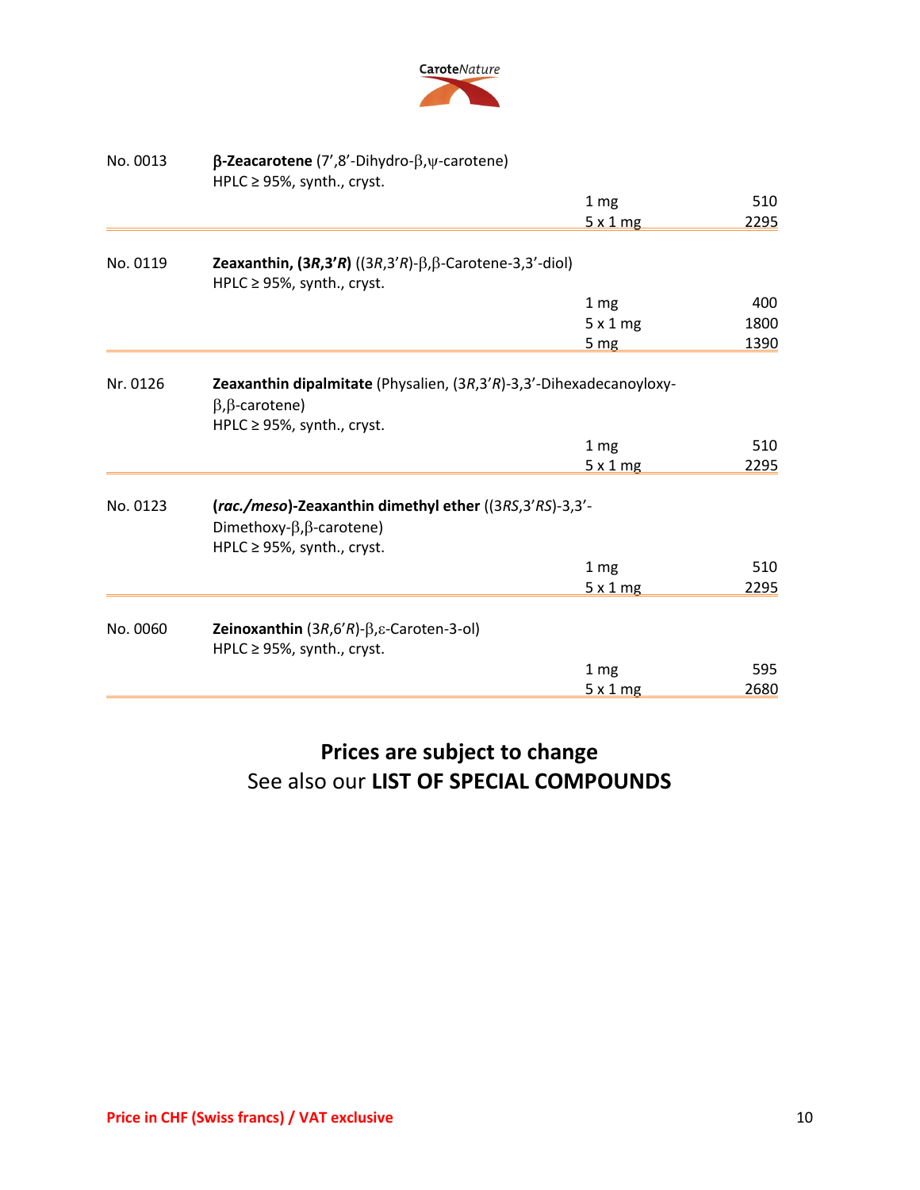| | | | |
|---|---|---|---|
| No. 0013 | **β-Zeacarotene** (7',8'-Dihydro-β,ψ-carotene)<br>HPLC ≥ 95%, synth., cryst. | | |
| | | 1 mg | 510 |
| | | 5 x 1 mg | 2295 |
| No. 0119 | **Zeaxanthin, (3*R*,3'*R*)** ((3*R*,3'*R*)-β,β-Carotene-3,3'-diol)<br>HPLC ≥ 95%, synth., cryst. | | |
| | | 1 mg | 400 |
| | | 5 x 1 mg | 1800 |
| | | 5 mg | 1390 |
| Nr. 0126 | **Zeaxanthin dipalmitate** (Physalien, (3*R*,3'*R*)-3,3'-Dihexadecanoyloxy-β,β-carotene)<br>HPLC ≥ 95%, synth., cryst. | | |
| | | 1 mg | 510 |
| | | 5 x 1 mg | 2295 |
| No. 0123 | **(*rac./meso*)-Zeaxanthin dimethyl ether** ((3*RS*,3'*RS*)-3,3'-Dimethoxy-β,β-carotene)<br>HPLC ≥ 95%, synth., cryst. | | |
| | | 1 mg | 510 |
| | | 5 x 1 mg | 2295 |
| No. 0060 | **Zeinoxanthin** (3*R*,6'*R*)-β,ε-Caroten-3-ol)<br>HPLC ≥ 95%, synth., cryst. | | |
| | | 1 mg | 595 |
| | | 5 x 1 mg | 2680 |

**Prices are subject to change**

See also our **LIST OF SPECIAL COMPOUNDS**

**Price in CHF (Swiss francs) / VAT exclusive**